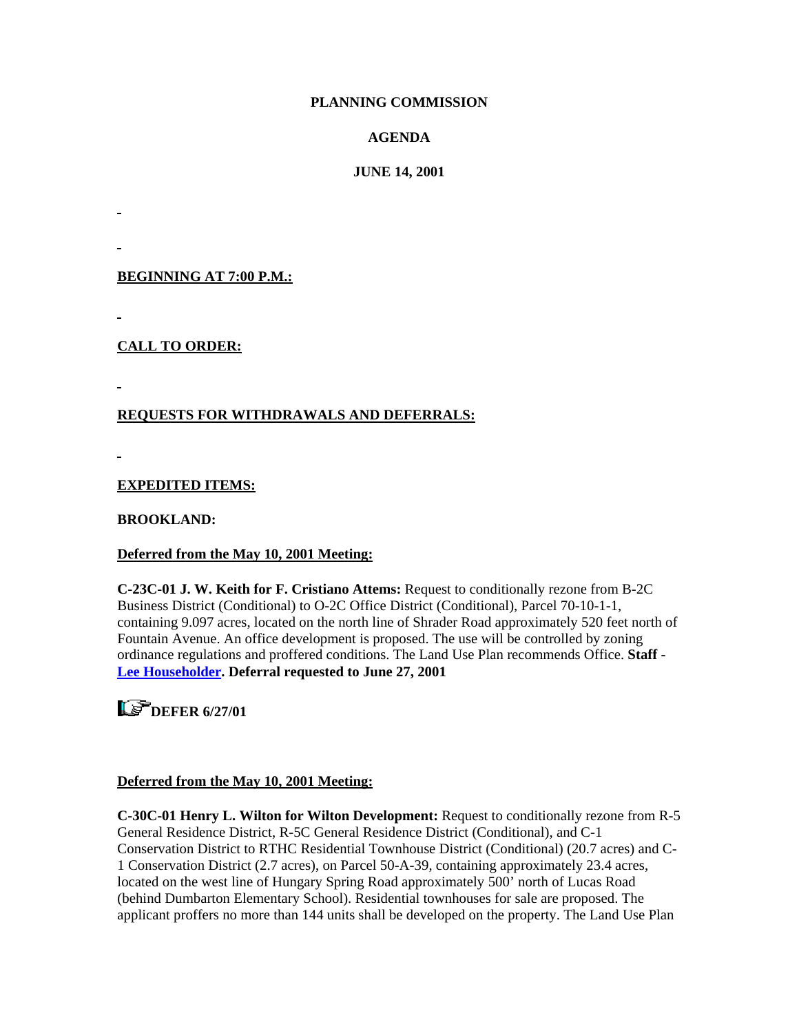**PLANNING COMMISSION**

**AGENDA**

**JUNE 14, 2001**

**BEGINNING AT 7:00 P.M.:**

**CALL TO ORDER:**

**REQUESTS FOR WITHDRAWALS AND DEFERRALS:**

**EXPEDITED ITEMS:**

**BROOKLAND:**

**Deferred from the May 10, 2001 Meeting:**

**C-23C-01 J. W. Keith for F. Cristiano Attems:** Request to conditionally rezone from B-2C Business District (Conditional) to O-2C Office District (Conditional), Parcel 70-10-1-1, containing 9.097 acres, located on the north line of Shrader Road approximately 520 feet north of Fountain Avenue. An office development is proposed. The use will be controlled by zoning ordinance regulations and proffered conditions. The Land Use Plan recommends Office. **Staff - Lee Householder. Deferral requested to June 27, 2001**

**DEFER 6/27/01**

**Deferred from the May 10, 2001 Meeting:**

**C-30C-01 Henry L. Wilton for Wilton Development:** Request to conditionally rezone from R-5 General Residence District, R-5C General Residence District (Conditional), and C-1 Conservation District to RTHC Residential Townhouse District (Conditional) (20.7 acres) and C-1 Conservation District (2.7 acres), on Parcel 50-A-39, containing approximately 23.4 acres, located on the west line of Hungary Spring Road approximately 500' north of Lucas Road (behind Dumbarton Elementary School). Residential townhouses for sale are proposed. The applicant proffers no more than 144 units shall be developed on the property. The Land Use Plan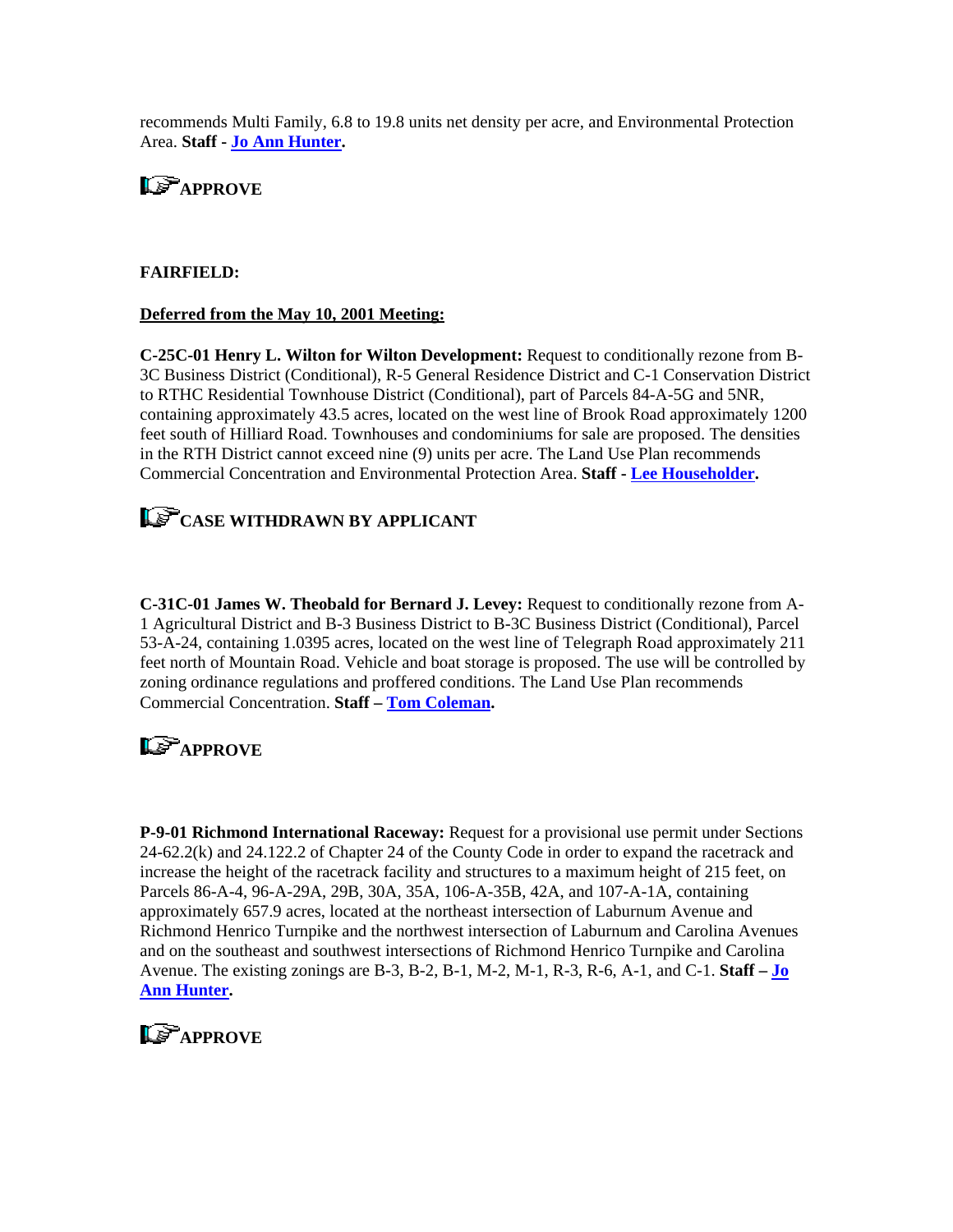recommends Multi Family, 6.8 to 19.8 units net density per acre, and Environmental Protection Area. **Staff - Jo Ann Hunter.**

**APPROVE**

**FAIRFIELD:**

**Deferred from the May 10, 2001 Meeting:**

**C-25C-01 Henry L. Wilton for Wilton Development:** Request to conditionally rezone from B-3C Business District (Conditional), R-5 General Residence District and C-1 Conservation District to RTHC Residential Townhouse District (Conditional), part of Parcels 84-A-5G and 5NR, containing approximately 43.5 acres, located on the west line of Brook Road approximately 1200 feet south of Hilliard Road. Townhouses and condominiums for sale are proposed. The densities in the RTH District cannot exceed nine (9) units per acre. The Land Use Plan recommends Commercial Concentration and Environmental Protection Area. **Staff - Lee Householder.**

**CASE WITHDRAWN BY APPLICANT**

**C-31C-01 James W. Theobald for Bernard J. Levey:** Request to conditionally rezone from A-1 Agricultural District and B-3 Business District to B-3C Business District (Conditional), Parcel 53-A-24, containing 1.0395 acres, located on the west line of Telegraph Road approximately 211 feet north of Mountain Road. Vehicle and boat storage is proposed. The use will be controlled by zoning ordinance regulations and proffered conditions. The Land Use Plan recommends Commercial Concentration. **Staff – Tom Coleman.**

**APPROVE**

**P-9-01 Richmond International Raceway:** Request for a provisional use permit under Sections 24-62.2(k) and 24.122.2 of Chapter 24 of the County Code in order to expand the racetrack and increase the height of the racetrack facility and structures to a maximum height of 215 feet, on Parcels 86-A-4, 96-A-29A, 29B, 30A, 35A, 106-A-35B, 42A, and 107-A-1A, containing approximately 657.9 acres, located at the northeast intersection of Laburnum Avenue and Richmond Henrico Turnpike and the northwest intersection of Laburnum and Carolina Avenues and on the southeast and southwest intersections of Richmond Henrico Turnpike and Carolina Avenue. The existing zonings are B-3, B-2, B-1, M-2, M-1, R-3, R-6, A-1, and C-1. **Staff – Jo Ann Hunter.**

**APPROVE**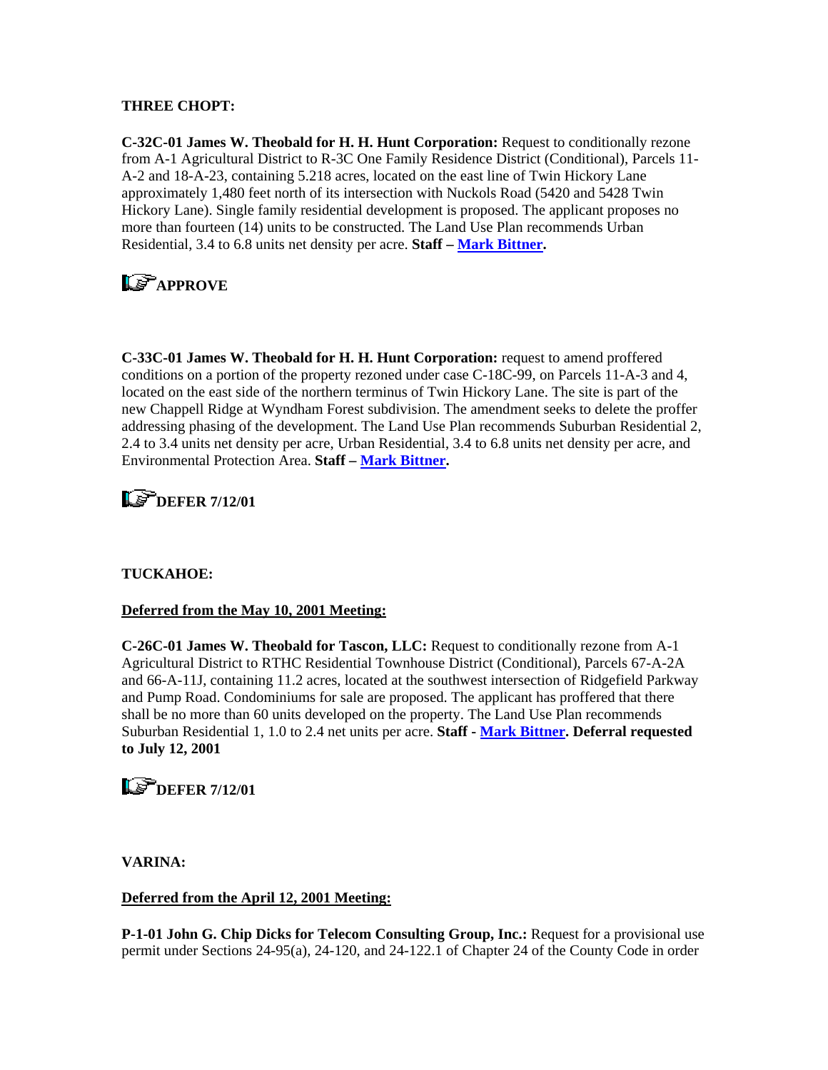**THREE CHOPT:**

**C-32C-01 James W. Theobald for H. H. Hunt Corporation:** Request to conditionally rezone from A-1 Agricultural District to R-3C One Family Residence District (Conditional), Parcels 11-A-2 and 18-A-23, containing 5.218 acres, located on the east line of Twin Hickory Lane approximately 1,480 feet north of its intersection with Nuckols Road (5420 and 5428 Twin Hickory Lane). Single family residential development is proposed. The applicant proposes no more than fourteen (14) units to be constructed. The Land Use Plan recommends Urban Residential, 3.4 to 6.8 units net density per acre. **Staff – Mark Bittner.**

**APPROVE**

**C-33C-01 James W. Theobald for H. H. Hunt Corporation:** request to amend proffered conditions on a portion of the property rezoned under case C-18C-99, on Parcels 11-A-3 and 4, located on the east side of the northern terminus of Twin Hickory Lane. The site is part of the new Chappell Ridge at Wyndham Forest subdivision. The amendment seeks to delete the proffer addressing phasing of the development. The Land Use Plan recommends Suburban Residential 2, 2.4 to 3.4 units net density per acre, Urban Residential, 3.4 to 6.8 units net density per acre, and Environmental Protection Area. **Staff – Mark Bittner.**

**DEFER 7/12/01**

**TUCKAHOE:**

**Deferred from the May 10, 2001 Meeting:**

**C-26C-01 James W. Theobald for Tascon, LLC:** Request to conditionally rezone from A-1 Agricultural District to RTHC Residential Townhouse District (Conditional), Parcels 67-A-2A and 66-A-11J, containing 11.2 acres, located at the southwest intersection of Ridgefield Parkway and Pump Road. Condominiums for sale are proposed. The applicant has proffered that there shall be no more than 60 units developed on the property. The Land Use Plan recommends Suburban Residential 1, 1.0 to 2.4 net units per acre. **Staff - Mark Bittner. Deferral requested to July 12, 2001**

**DEFER 7/12/01**

**VARINA:**

**Deferred from the April 12, 2001 Meeting:**

**P-1-01 John G. Chip Dicks for Telecom Consulting Group, Inc.:** Request for a provisional use permit under Sections 24-95(a), 24-120, and 24-122.1 of Chapter 24 of the County Code in order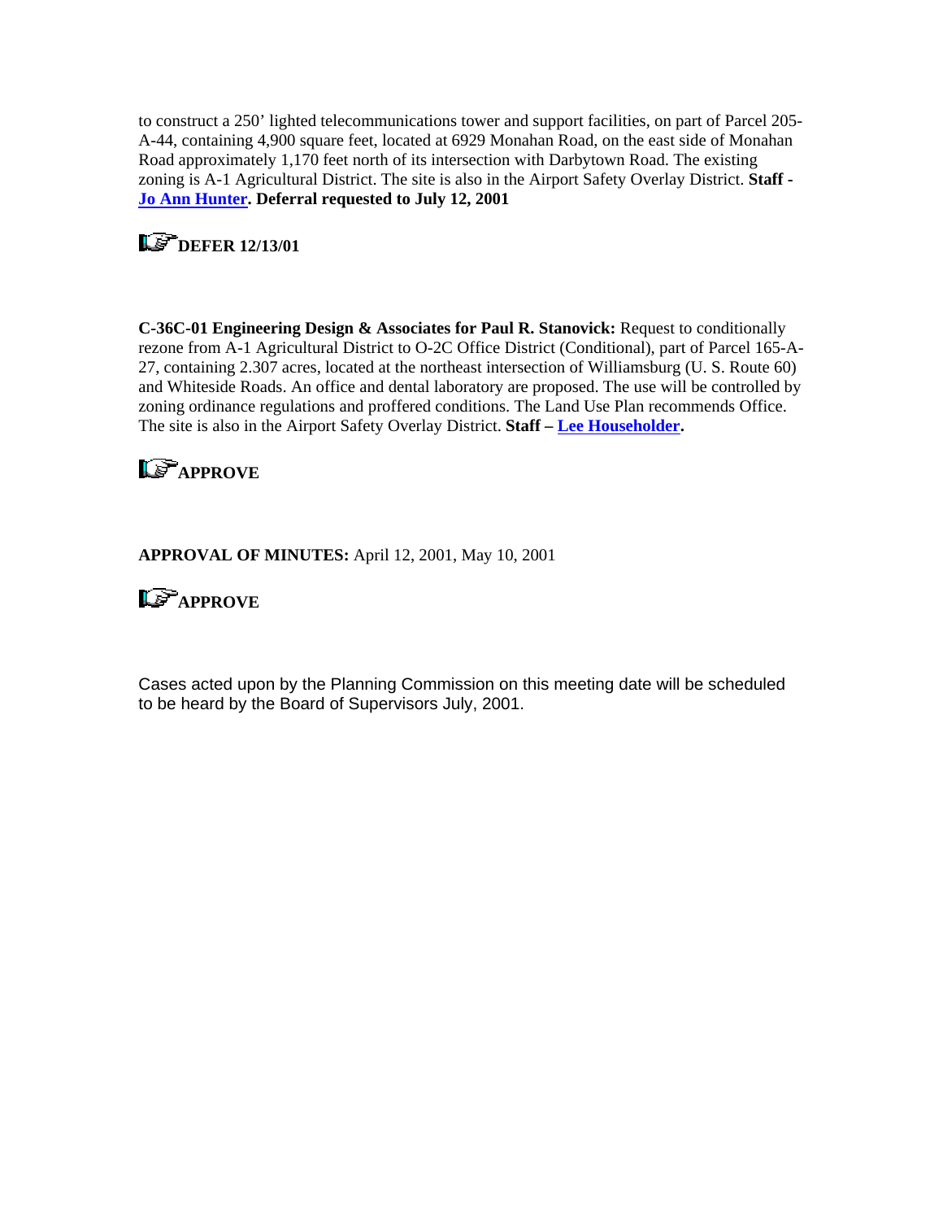to construct a 250' lighted telecommunications tower and support facilities, on part of Parcel 205-A-44, containing 4,900 square feet, located at 6929 Monahan Road, on the east side of Monahan Road approximately 1,170 feet north of its intersection with Darbytown Road. The existing zoning is A-1 Agricultural District. The site is also in the Airport Safety Overlay District. **Staff - Jo Ann Hunter. Deferral requested to July 12, 2001**

**DEFER 12/13/01**

**C-36C-01 Engineering Design & Associates for Paul R. Stanovick:** Request to conditionally rezone from A-1 Agricultural District to O-2C Office District (Conditional), part of Parcel 165-A-27, containing 2.307 acres, located at the northeast intersection of Williamsburg (U. S. Route 60) and Whiteside Roads. An office and dental laboratory are proposed. The use will be controlled by zoning ordinance regulations and proffered conditions. The Land Use Plan recommends Office. The site is also in the Airport Safety Overlay District. **Staff – Lee Householder.**

**APPROVE**

**APPROVAL OF MINUTES:** April 12, 2001, May 10, 2001

**APPROVE**

Cases acted upon by the Planning Commission on this meeting date will be scheduled to be heard by the Board of Supervisors July, 2001.